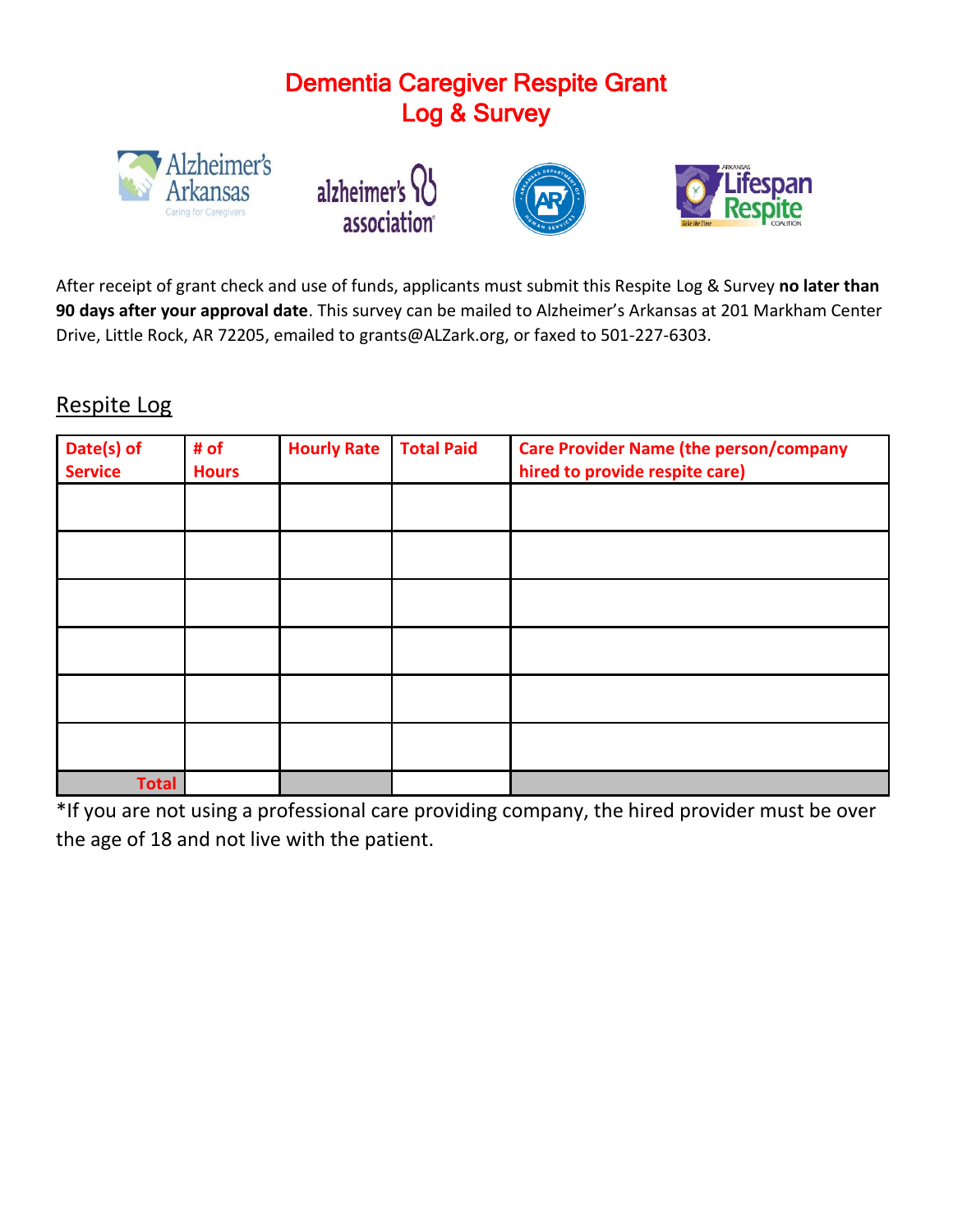# Dementia Caregiver Respite Grant
# Log & Survey

After receipt of grant check and use of funds, applicants must submit this Respite Log & Survey **no later than 90 days after your approval date**. This survey can be mailed to Alzheimer's Arkansas at 201 Markham Center Drive, Little Rock, AR 72205, emailed to grants@ALZark.org, or faxed to 501-227-6303.

## Respite Log

| Date(s) of Service | # of Hours | Hourly Rate | Total Paid | Care Provider Name (the person/company hired to provide respite care) |
|---|---|---|---|---|
| | | | | |
| | | | | |
| | | | | |
| | | | | |
| | | | | |
| | | | | |
| **Total** | | | | |

*If you are not using a professional care providing company, the hired provider must be over the age of 18 and not live with the patient.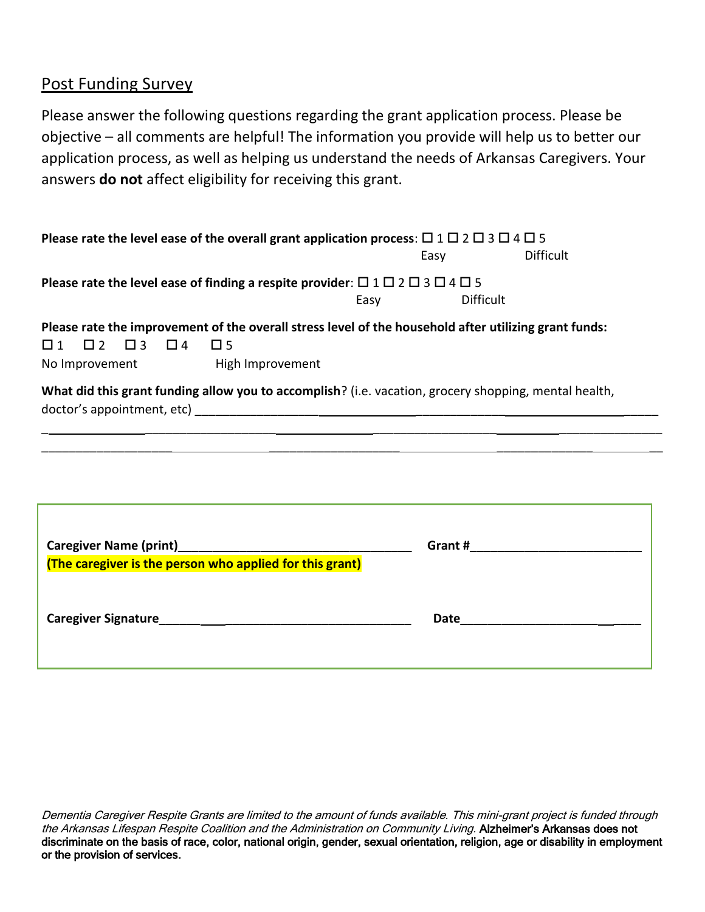## Post Funding Survey

Please answer the following questions regarding the grant application process. Please be objective – all comments are helpful! The information you provide will help us to better our application process, as well as helping us understand the needs of Arkansas Caregivers. Your answers **do not** affect eligibility for receiving this grant.

**Please rate the level ease of the overall grant application process**: ☐ 1 ☐ 2 ☐ 3 ☐ 4 ☐ 5
Easy Difficult

**Please rate the level ease of finding a respite provider**: ☐ 1 ☐ 2 ☐ 3 ☐ 4 ☐ 5
Easy Difficult

**Please rate the improvement of the overall stress level of the household after utilizing grant funds:**
☐ 1 ☐ 2 ☐ 3 ☐ 4 ☐ 5
No Improvement High Improvement

**What did this grant funding allow you to accomplish**? (i.e. vacation, grocery shopping, mental health, doctor's appointment, etc) ________________________________________________________________
______________________________________________________________________________________
______________________________________________________________________________________

**Caregiver Name (print)**____________________________________ **Grant #**__________________________
**(The caregiver is the person who applied for this grant)**

**Caregiver Signature**____________________________________ **Date**__________________________

*Dementia Caregiver Respite Grants are limited to the amount of funds available. This mini-grant project is funded through the Arkansas Lifespan Respite Coalition and the Administration on Community Living.* **Alzheimer's Arkansas does not discriminate on the basis of race, color, national origin, gender, sexual orientation, religion, age or disability in employment or the provision of services.**